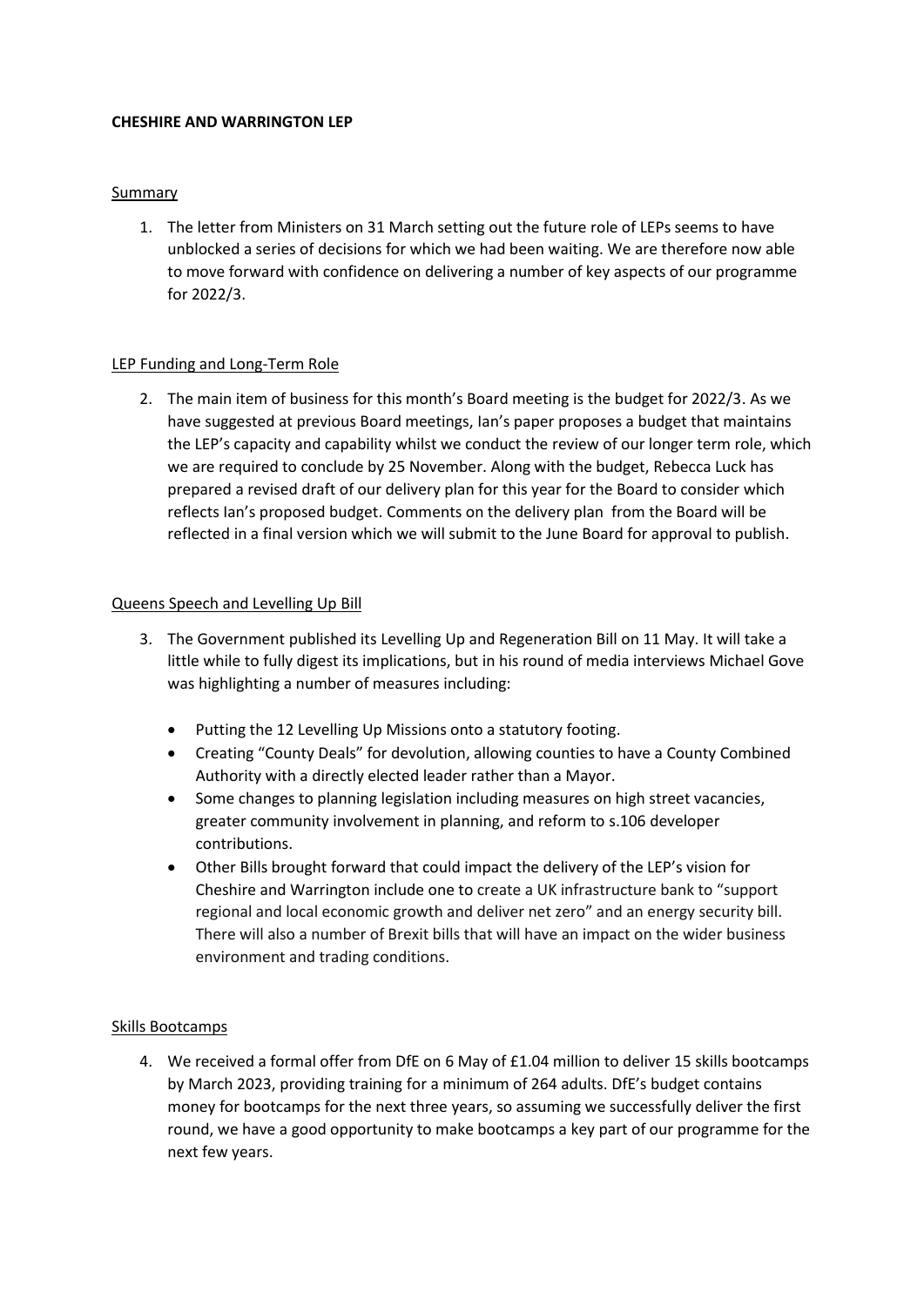**CHESHIRE AND WARRINGTON LEP**

Summary

1. The letter from Ministers on 31 March setting out the future role of LEPs seems to have unblocked a series of decisions for which we had been waiting. We are therefore now able to move forward with confidence on delivering a number of key aspects of our programme for 2022/3.

LEP Funding and Long-Term Role

2. The main item of business for this month's Board meeting is the budget for 2022/3. As we have suggested at previous Board meetings, Ian's paper proposes a budget that maintains the LEP's capacity and capability whilst we conduct the review of our longer term role, which we are required to conclude by 25 November. Along with the budget, Rebecca Luck has prepared a revised draft of our delivery plan for this year for the Board to consider which reflects Ian's proposed budget. Comments on the delivery plan from the Board will be reflected in a final version which we will submit to the June Board for approval to publish.

Queens Speech and Levelling Up Bill

3. The Government published its Levelling Up and Regeneration Bill on 11 May. It will take a little while to fully digest its implications, but in his round of media interviews Michael Gove was highlighting a number of measures including:

   - Putting the 12 Levelling Up Missions onto a statutory footing.
   - Creating "County Deals" for devolution, allowing counties to have a County Combined Authority with a directly elected leader rather than a Mayor.
   - Some changes to planning legislation including measures on high street vacancies, greater community involvement in planning, and reform to s.106 developer contributions.
   - Other Bills brought forward that could impact the delivery of the LEP's vision for Cheshire and Warrington include one to create a UK infrastructure bank to "support regional and local economic growth and deliver net zero" and an energy security bill. There will also a number of Brexit bills that will have an impact on the wider business environment and trading conditions.

Skills Bootcamps

4. We received a formal offer from DfE on 6 May of £1.04 million to deliver 15 skills bootcamps by March 2023, providing training for a minimum of 264 adults. DfE's budget contains money for bootcamps for the next three years, so assuming we successfully deliver the first round, we have a good opportunity to make bootcamps a key part of our programme for the next few years.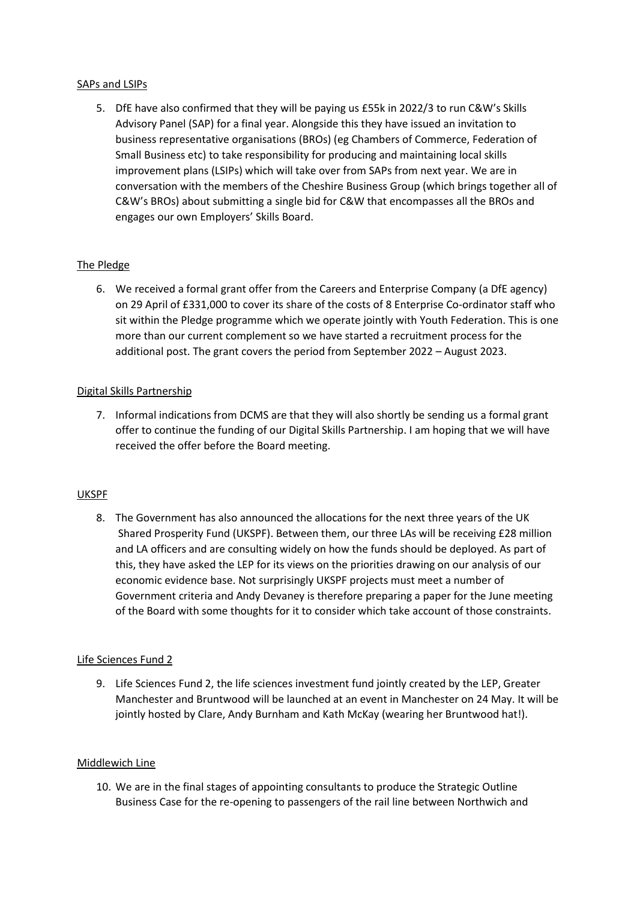SAPs and LSIPs

5. DfE have also confirmed that they will be paying us £55k in 2022/3 to run C&W's Skills Advisory Panel (SAP) for a final year. Alongside this they have issued an invitation to business representative organisations (BROs) (eg Chambers of Commerce, Federation of Small Business etc) to take responsibility for producing and maintaining local skills improvement plans (LSIPs) which will take over from SAPs from next year. We are in conversation with the members of the Cheshire Business Group (which brings together all of C&W's BROs) about submitting a single bid for C&W that encompasses all the BROs and engages our own Employers' Skills Board.

The Pledge

6. We received a formal grant offer from the Careers and Enterprise Company (a DfE agency) on 29 April of £331,000 to cover its share of the costs of 8 Enterprise Co-ordinator staff who sit within the Pledge programme which we operate jointly with Youth Federation. This is one more than our current complement so we have started a recruitment process for the additional post. The grant covers the period from September 2022 – August 2023.

Digital Skills Partnership

7. Informal indications from DCMS are that they will also shortly be sending us a formal grant offer to continue the funding of our Digital Skills Partnership. I am hoping that we will have received the offer before the Board meeting.

UKSPF

8. The Government has also announced the allocations for the next three years of the UK Shared Prosperity Fund (UKSPF). Between them, our three LAs will be receiving £28 million and LA officers and are consulting widely on how the funds should be deployed. As part of this, they have asked the LEP for its views on the priorities drawing on our analysis of our economic evidence base. Not surprisingly UKSPF projects must meet a number of Government criteria and Andy Devaney is therefore preparing a paper for the June meeting of the Board with some thoughts for it to consider which take account of those constraints.

Life Sciences Fund 2

9. Life Sciences Fund 2, the life sciences investment fund jointly created by the LEP, Greater Manchester and Bruntwood will be launched at an event in Manchester on 24 May. It will be jointly hosted by Clare, Andy Burnham and Kath McKay (wearing her Bruntwood hat!).

Middlewich Line

10. We are in the final stages of appointing consultants to produce the Strategic Outline Business Case for the re-opening to passengers of the rail line between Northwich and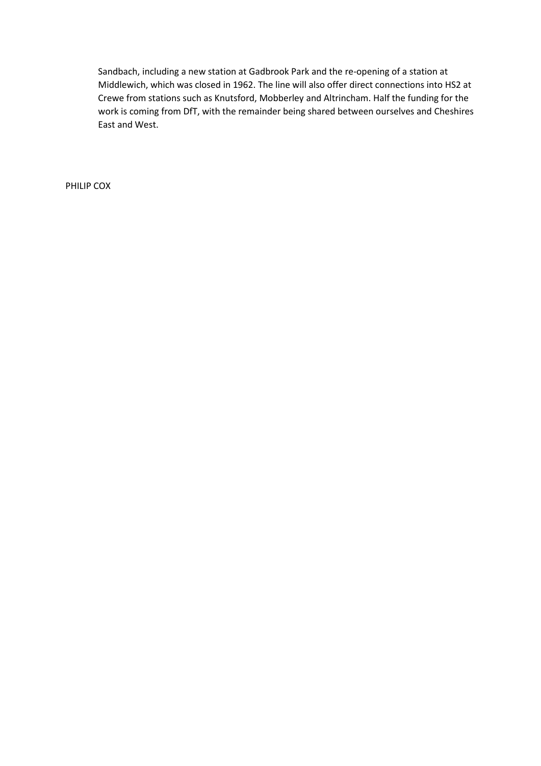Sandbach, including a new station at Gadbrook Park and the re-opening of a station at Middlewich, which was closed in 1962. The line will also offer direct connections into HS2 at Crewe from stations such as Knutsford, Mobberley and Altrincham. Half the funding for the work is coming from DfT, with the remainder being shared between ourselves and Cheshires East and West.

PHILIP COX